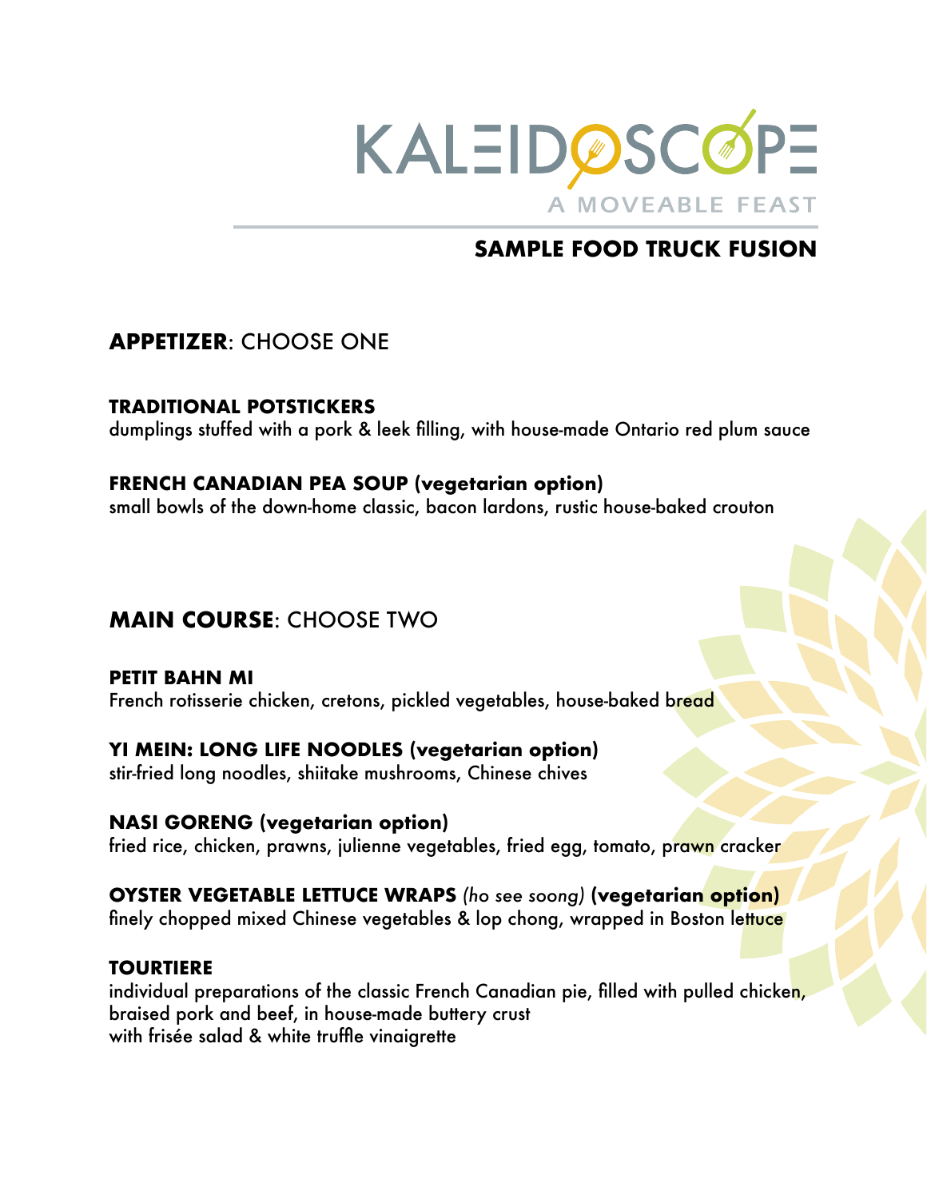# KALEIDOSCOPE

A MOVEABLE FEAST

## SAMPLE FOOD TRUCK FUSION

## **APPETIZER**: CHOOSE ONE

**TRADITIONAL POTSTICKERS**
dumplings stuffed with a pork & leek filling, with house-made Ontario red plum sauce

**FRENCH CANADIAN PEA SOUP (vegetarian option)**
small bowls of the down-home classic, bacon lardons, rustic house-baked crouton

## **MAIN COURSE**: CHOOSE TWO

**PETIT BAHN MI**
French rotisserie chicken, cretons, pickled vegetables, house-baked bread

**YI MEIN: LONG LIFE NOODLES (vegetarian option)**
stir-fried long noodles, shiitake mushrooms, Chinese chives

**NASI GORENG (vegetarian option)**
fried rice, chicken, prawns, julienne vegetables, fried egg, tomato, prawn cracker

**OYSTER VEGETABLE LETTUCE WRAPS** *(ho see soong)* **(vegetarian option)**
finely chopped mixed Chinese vegetables & lop chong, wrapped in Boston lettuce

**TOURTIERE**
individual preparations of the classic French Canadian pie, filled with pulled chicken, braised pork and beef, in house-made buttery crust
with frisée salad & white truffle vinaigrette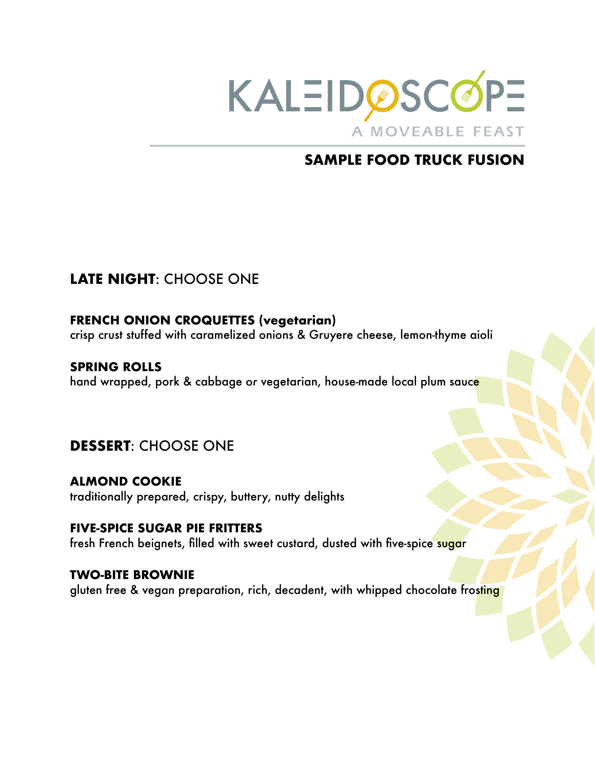# KALEIDOSCOPE

A MOVEABLE FEAST

## SAMPLE FOOD TRUCK FUSION

## **LATE NIGHT**: CHOOSE ONE

**FRENCH ONION CROQUETTES (vegetarian)**
crisp crust stuffed with caramelized onions & Gruyere cheese, lemon-thyme aioli

**SPRING ROLLS**
hand wrapped, pork & cabbage or vegetarian, house-made local plum sauce

## **DESSERT**: CHOOSE ONE

**ALMOND COOKIE**
traditionally prepared, crispy, buttery, nutty delights

**FIVE-SPICE SUGAR PIE FRITTERS**
fresh French beignets, filled with sweet custard, dusted with five-spice sugar

**TWO-BITE BROWNIE**
gluten free & vegan preparation, rich, decadent, with whipped chocolate frosting